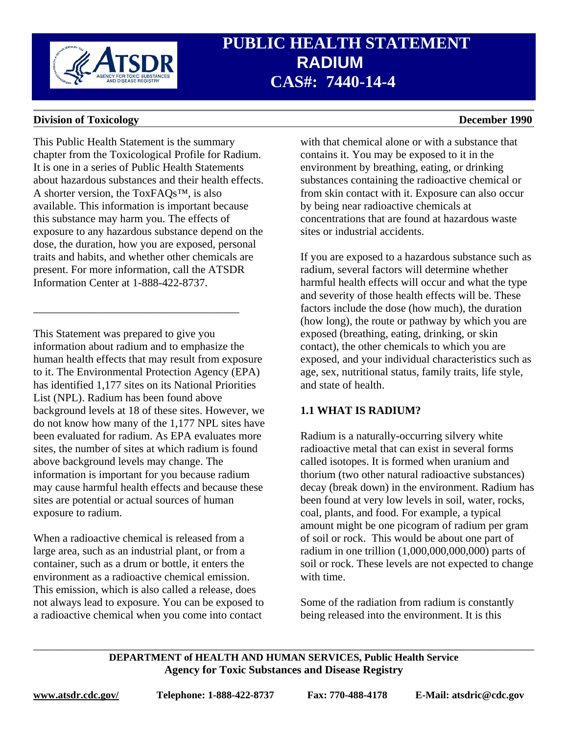# PUBLIC HEALTH STATEMENT
# RADIUM
# CAS#: 7440-14-4

**Division of Toxicology** **December 1990**

This Public Health Statement is the summary chapter from the Toxicological Profile for Radium. It is one in a series of Public Health Statements about hazardous substances and their health effects. A shorter version, the ToxFAQs™, is also available. This information is important because this substance may harm you. The effects of exposure to any hazardous substance depend on the dose, the duration, how you are exposed, personal traits and habits, and whether other chemicals are present. For more information, call the ATSDR Information Center at 1-888-422-8737.

---

This Statement was prepared to give you information about radium and to emphasize the human health effects that may result from exposure to it. The Environmental Protection Agency (EPA) has identified 1,177 sites on its National Priorities List (NPL). Radium has been found above background levels at 18 of these sites. However, we do not know how many of the 1,177 NPL sites have been evaluated for radium. As EPA evaluates more sites, the number of sites at which radium is found above background levels may change. The information is important for you because radium may cause harmful health effects and because these sites are potential or actual sources of human exposure to radium.

When a radioactive chemical is released from a large area, such as an industrial plant, or from a container, such as a drum or bottle, it enters the environment as a radioactive chemical emission. This emission, which is also called a release, does not always lead to exposure. You can be exposed to a radioactive chemical when you come into contact with that chemical alone or with a substance that contains it. You may be exposed to it in the environment by breathing, eating, or drinking substances containing the radioactive chemical or from skin contact with it. Exposure can also occur by being near radioactive chemicals at concentrations that are found at hazardous waste sites or industrial accidents.

If you are exposed to a hazardous substance such as radium, several factors will determine whether harmful health effects will occur and what the type and severity of those health effects will be. These factors include the dose (how much), the duration (how long), the route or pathway by which you are exposed (breathing, eating, drinking, or skin contact), the other chemicals to which you are exposed, and your individual characteristics such as age, sex, nutritional status, family traits, life style, and state of health.

## 1.1 WHAT IS RADIUM?

Radium is a naturally-occurring silvery white radioactive metal that can exist in several forms called isotopes. It is formed when uranium and thorium (two other natural radioactive substances) decay (break down) in the environment. Radium has been found at very low levels in soil, water, rocks, coal, plants, and food. For example, a typical amount might be one picogram of radium per gram of soil or rock. This would be about one part of radium in one trillion (1,000,000,000,000) parts of soil or rock. These levels are not expected to change with time.

Some of the radiation from radium is constantly being released into the environment. It is this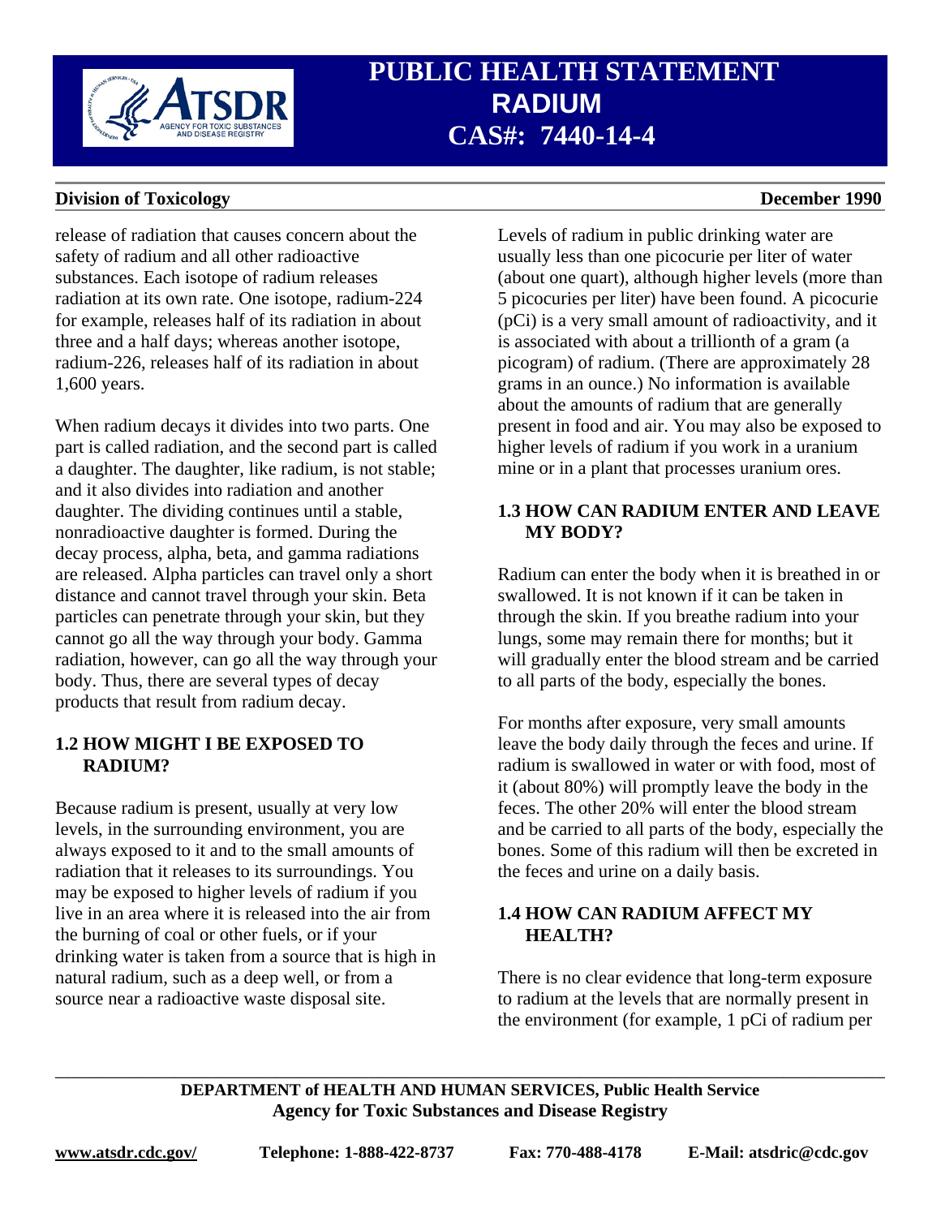release of radiation that causes concern about the safety of radium and all other radioactive substances. Each isotope of radium releases radiation at its own rate. One isotope, radium-224 for example, releases half of its radiation in about three and a half days; whereas another isotope, radium-226, releases half of its radiation in about 1,600 years.

When radium decays it divides into two parts. One part is called radiation, and the second part is called a daughter. The daughter, like radium, is not stable; and it also divides into radiation and another daughter. The dividing continues until a stable, nonradioactive daughter is formed. During the decay process, alpha, beta, and gamma radiations are released. Alpha particles can travel only a short distance and cannot travel through your skin. Beta particles can penetrate through your skin, but they cannot go all the way through your body. Gamma radiation, however, can go all the way through your body. Thus, there are several types of decay products that result from radium decay.

### 1.2 HOW MIGHT I BE EXPOSED TO RADIUM?

Because radium is present, usually at very low levels, in the surrounding environment, you are always exposed to it and to the small amounts of radiation that it releases to its surroundings. You may be exposed to higher levels of radium if you live in an area where it is released into the air from the burning of coal or other fuels, or if your drinking water is taken from a source that is high in natural radium, such as a deep well, or from a source near a radioactive waste disposal site.

Levels of radium in public drinking water are usually less than one picocurie per liter of water (about one quart), although higher levels (more than 5 picocuries per liter) have been found. A picocurie (pCi) is a very small amount of radioactivity, and it is associated with about a trillionth of a gram (a picogram) of radium. (There are approximately 28 grams in an ounce.) No information is available about the amounts of radium that are generally present in food and air. You may also be exposed to higher levels of radium if you work in a uranium mine or in a plant that processes uranium ores.

### 1.3 HOW CAN RADIUM ENTER AND LEAVE MY BODY?

Radium can enter the body when it is breathed in or swallowed. It is not known if it can be taken in through the skin. If you breathe radium into your lungs, some may remain there for months; but it will gradually enter the blood stream and be carried to all parts of the body, especially the bones.

For months after exposure, very small amounts leave the body daily through the feces and urine. If radium is swallowed in water or with food, most of it (about 80%) will promptly leave the body in the feces. The other 20% will enter the blood stream and be carried to all parts of the body, especially the bones. Some of this radium will then be excreted in the feces and urine on a daily basis.

### 1.4 HOW CAN RADIUM AFFECT MY HEALTH?

There is no clear evidence that long-term exposure to radium at the levels that are normally present in the environment (for example, 1 pCi of radium per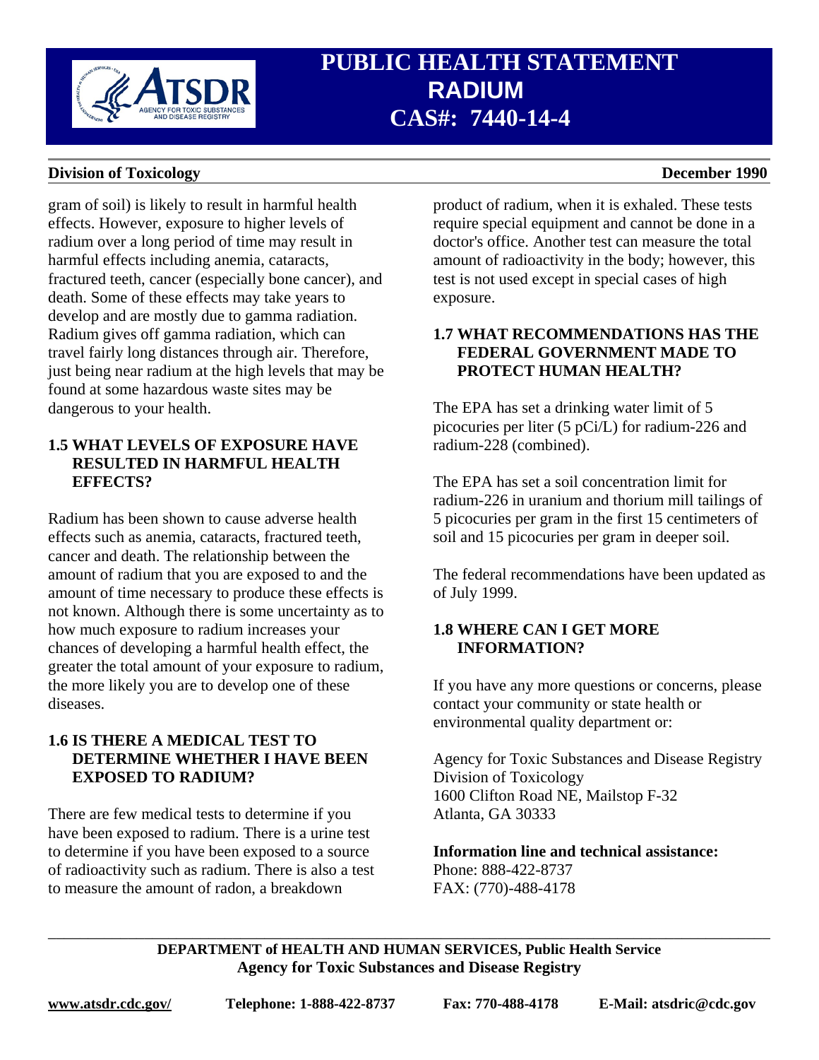gram of soil) is likely to result in harmful health effects. However, exposure to higher levels of radium over a long period of time may result in harmful effects including anemia, cataracts, fractured teeth, cancer (especially bone cancer), and death. Some of these effects may take years to develop and are mostly due to gamma radiation. Radium gives off gamma radiation, which can travel fairly long distances through air. Therefore, just being near radium at the high levels that may be found at some hazardous waste sites may be dangerous to your health.

### 1.5 WHAT LEVELS OF EXPOSURE HAVE RESULTED IN HARMFUL HEALTH EFFECTS?

Radium has been shown to cause adverse health effects such as anemia, cataracts, fractured teeth, cancer and death. The relationship between the amount of radium that you are exposed to and the amount of time necessary to produce these effects is not known. Although there is some uncertainty as to how much exposure to radium increases your chances of developing a harmful health effect, the greater the total amount of your exposure to radium, the more likely you are to develop one of these diseases.

### 1.6 IS THERE A MEDICAL TEST TO DETERMINE WHETHER I HAVE BEEN EXPOSED TO RADIUM?

There are few medical tests to determine if you have been exposed to radium. There is a urine test to determine if you have been exposed to a source of radioactivity such as radium. There is also a test to measure the amount of radon, a breakdown product of radium, when it is exhaled. These tests require special equipment and cannot be done in a doctor's office. Another test can measure the total amount of radioactivity in the body; however, this test is not used except in special cases of high exposure.

### 1.7 WHAT RECOMMENDATIONS HAS THE FEDERAL GOVERNMENT MADE TO PROTECT HUMAN HEALTH?

The EPA has set a drinking water limit of 5 picocuries per liter (5 pCi/L) for radium-226 and radium-228 (combined).

The EPA has set a soil concentration limit for radium-226 in uranium and thorium mill tailings of 5 picocuries per gram in the first 15 centimeters of soil and 15 picocuries per gram in deeper soil.

The federal recommendations have been updated as of July 1999.

### 1.8 WHERE CAN I GET MORE INFORMATION?

If you have any more questions or concerns, please contact your community or state health or environmental quality department or:

Agency for Toxic Substances and Disease Registry
Division of Toxicology
1600 Clifton Road NE, Mailstop F-32
Atlanta, GA 30333

**Information line and technical assistance:**
Phone: 888-422-8737
FAX: (770)-488-4178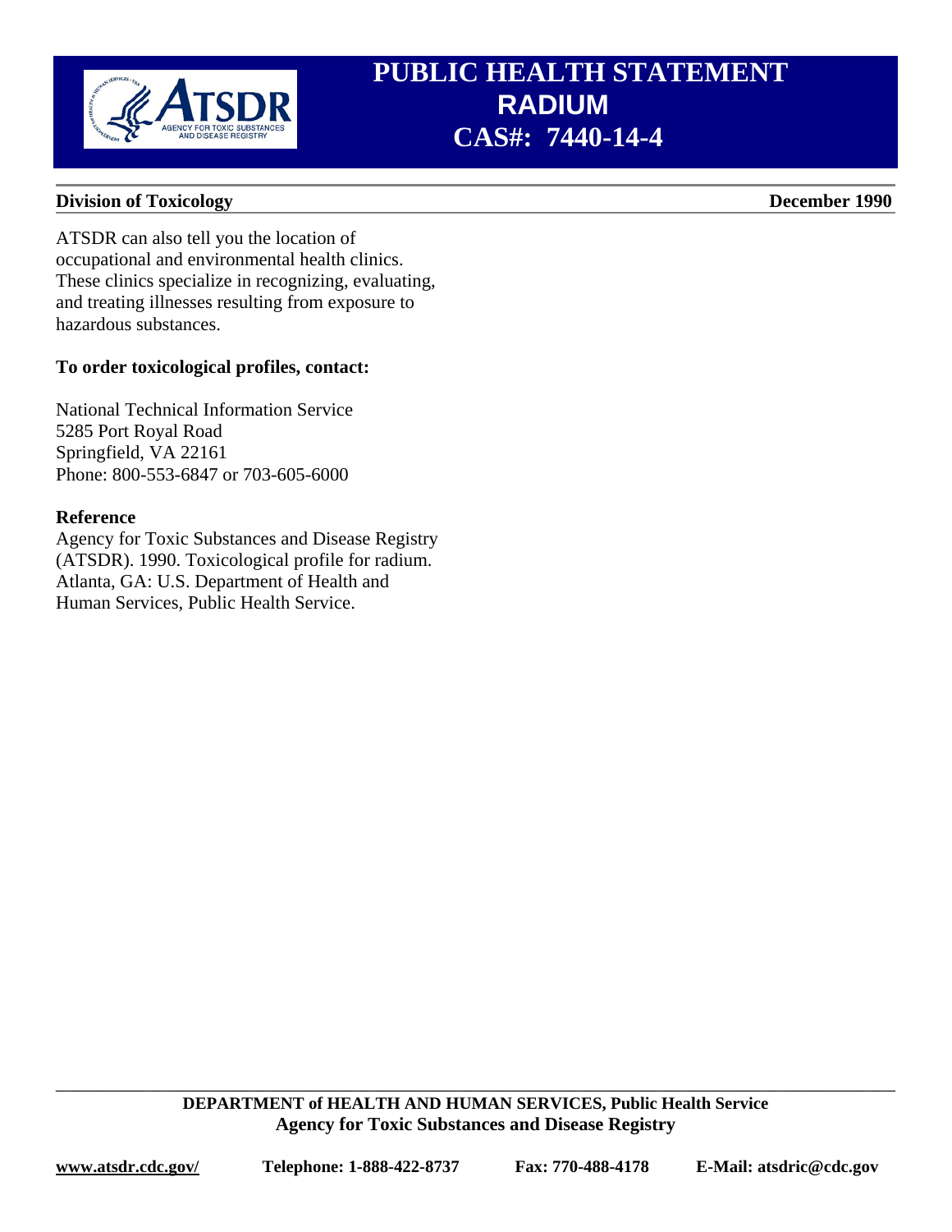ATSDR can also tell you the location of occupational and environmental health clinics. These clinics specialize in recognizing, evaluating, and treating illnesses resulting from exposure to hazardous substances.

**To order toxicological profiles, contact:**

National Technical Information Service
5285 Port Royal Road
Springfield, VA 22161
Phone: 800-553-6847 or 703-605-6000

**Reference**

Agency for Toxic Substances and Disease Registry (ATSDR). 1990. Toxicological profile for radium. Atlanta, GA: U.S. Department of Health and Human Services, Public Health Service.